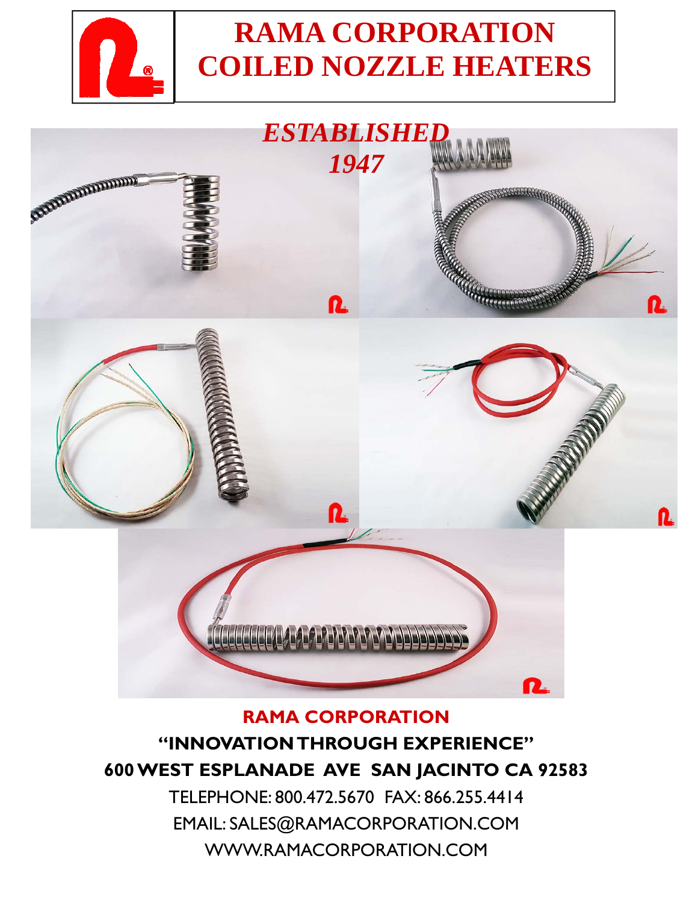# RAMA CORPORATION COILED NOZZLE HEATERS

*ESTABLISHED 1947*

**RAMA CORPORATION**

**"INNOVATION THROUGH EXPERIENCE"**

**600 WEST ESPLANADE AVE SAN JACINTO CA 92583**

TELEPHONE: 800.472.5670 FAX: 866.255.4414

EMAIL: SALES@RAMACORPORATION.COM

WWW.RAMACORPORATION.COM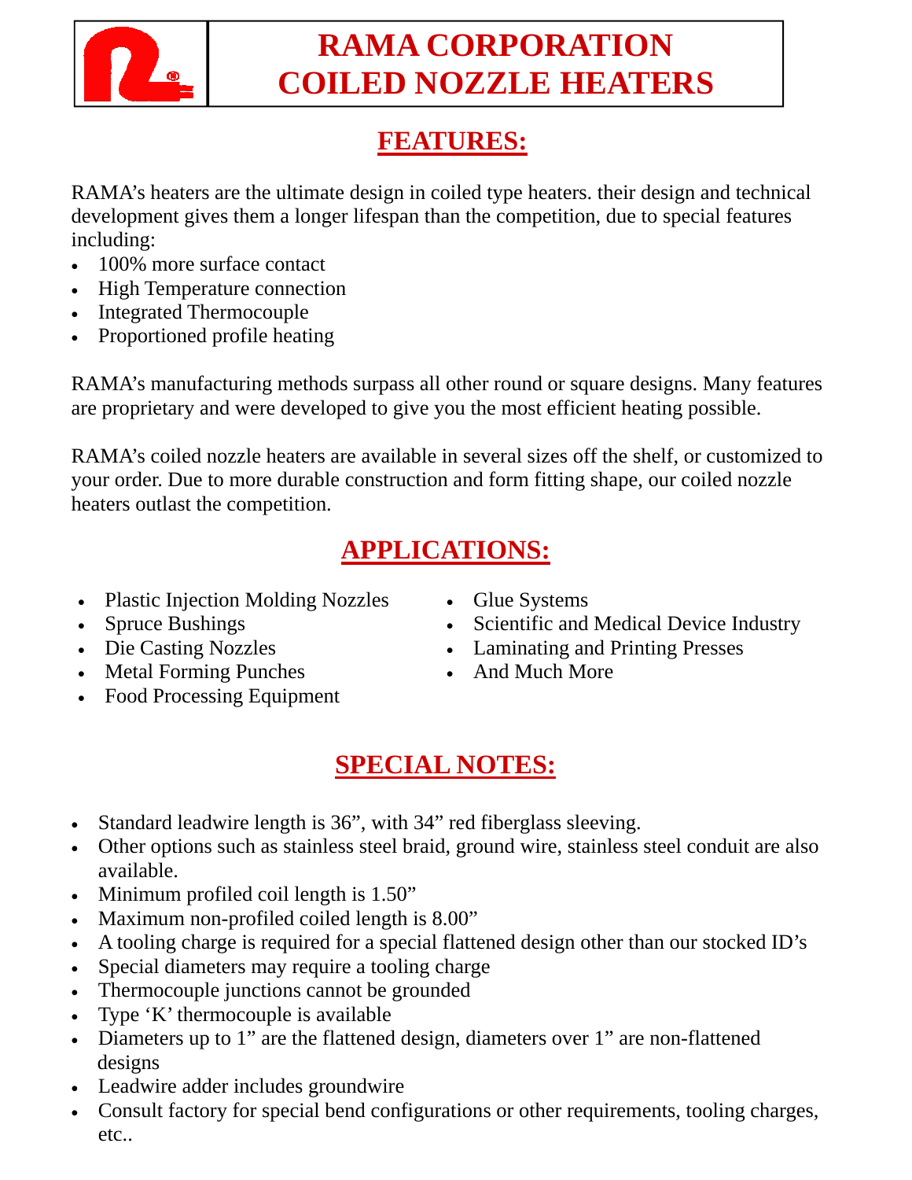# RAMA CORPORATION
# COILED NOZZLE HEATERS

## FEATURES:

RAMA's heaters are the ultimate design in coiled type heaters. their design and technical development gives them a longer lifespan than the competition, due to special features including:

- 100% more surface contact
- High Temperature connection
- Integrated Thermocouple
- Proportioned profile heating

RAMA's manufacturing methods surpass all other round or square designs. Many features are proprietary and were developed to give you the most efficient heating possible.

RAMA's coiled nozzle heaters are available in several sizes off the shelf, or customized to your order. Due to more durable construction and form fitting shape, our coiled nozzle heaters outlast the competition.

## APPLICATIONS:

- Plastic Injection Molding Nozzles
- Spruce Bushings
- Die Casting Nozzles
- Metal Forming Punches
- Food Processing Equipment
- Glue Systems
- Scientific and Medical Device Industry
- Laminating and Printing Presses
- And Much More

## SPECIAL NOTES:

- Standard leadwire length is 36", with 34" red fiberglass sleeving.
- Other options such as stainless steel braid, ground wire, stainless steel conduit are also available.
- Minimum profiled coil length is 1.50"
- Maximum non-profiled coiled length is 8.00"
- A tooling charge is required for a special flattened design other than our stocked ID's
- Special diameters may require a tooling charge
- Thermocouple junctions cannot be grounded
- Type 'K' thermocouple is available
- Diameters up to 1" are the flattened design, diameters over 1" are non-flattened designs
- Leadwire adder includes groundwire
- Consult factory for special bend configurations or other requirements, tooling charges, etc..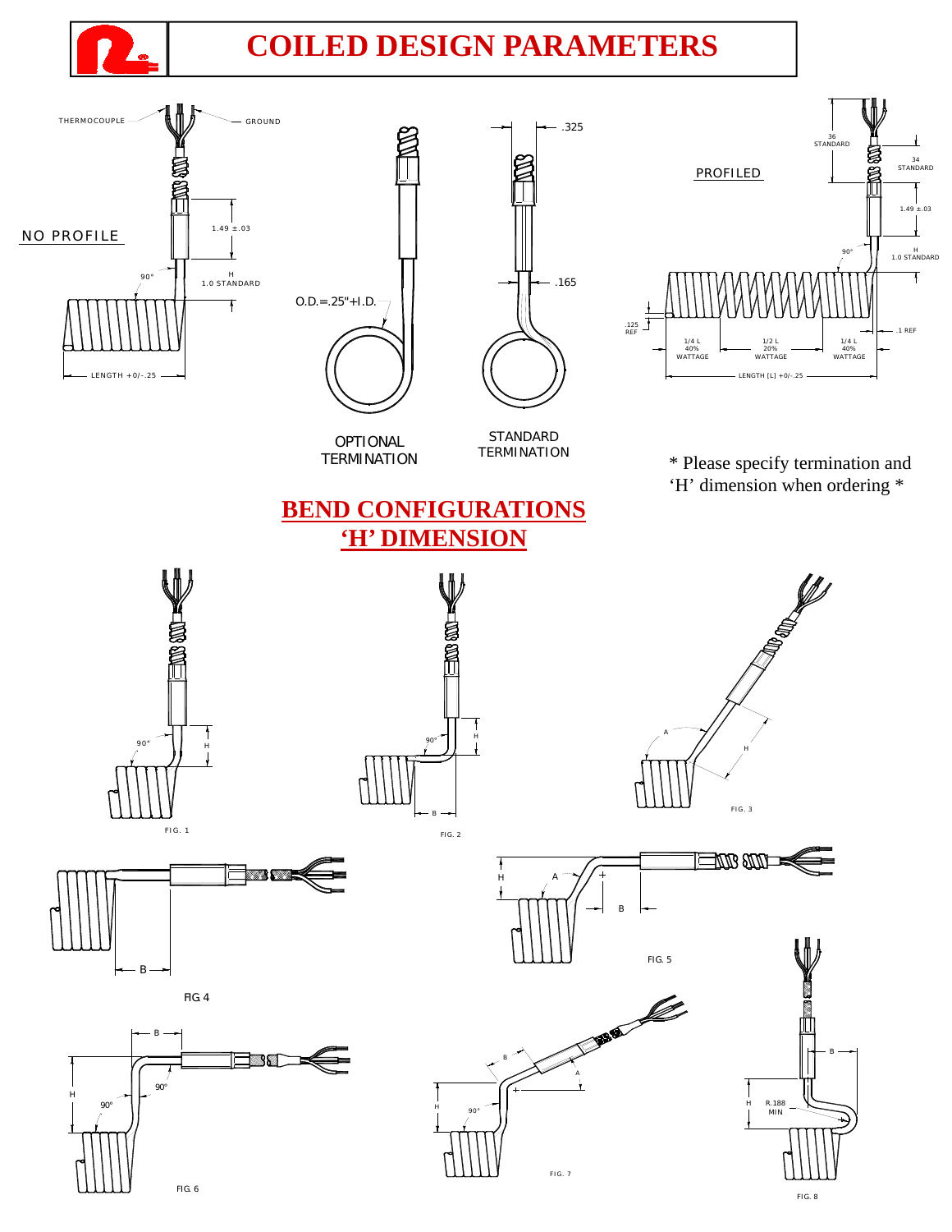# COILED DESIGN PARAMETERS

THERMOCOUPLE

GROUND

NO PROFILE

1.49 ±.03

90°

H
1.0 STANDARD

LENGTH +0/-.25

.325

.165

O.D.=.25"+I.D.

OPTIONAL TERMINATION

STANDARD TERMINATION

PROFILED

36
STANDARD

34
STANDARD

1.49 ±.03

90°

H
1.0 STANDARD

.125
REF

1/4 L
40%
WATTAGE

1/2 L
20%
WATTAGE

1/4 L
40%
WATTAGE

.1 REF

LENGTH [L] +0/-.25

* Please specify termination and 'H' dimension when ordering *

## BEND CONFIGURATIONS
## 'H' DIMENSION

90° H

FIG. 1

90° H B

FIG. 2

A H

FIG. 3

B

FIG 4

H A B

FIG. 5

B H 90° 90°

FIG. 6

B A H 90°

FIG. 7

B H R.188 MIN

FIG. 8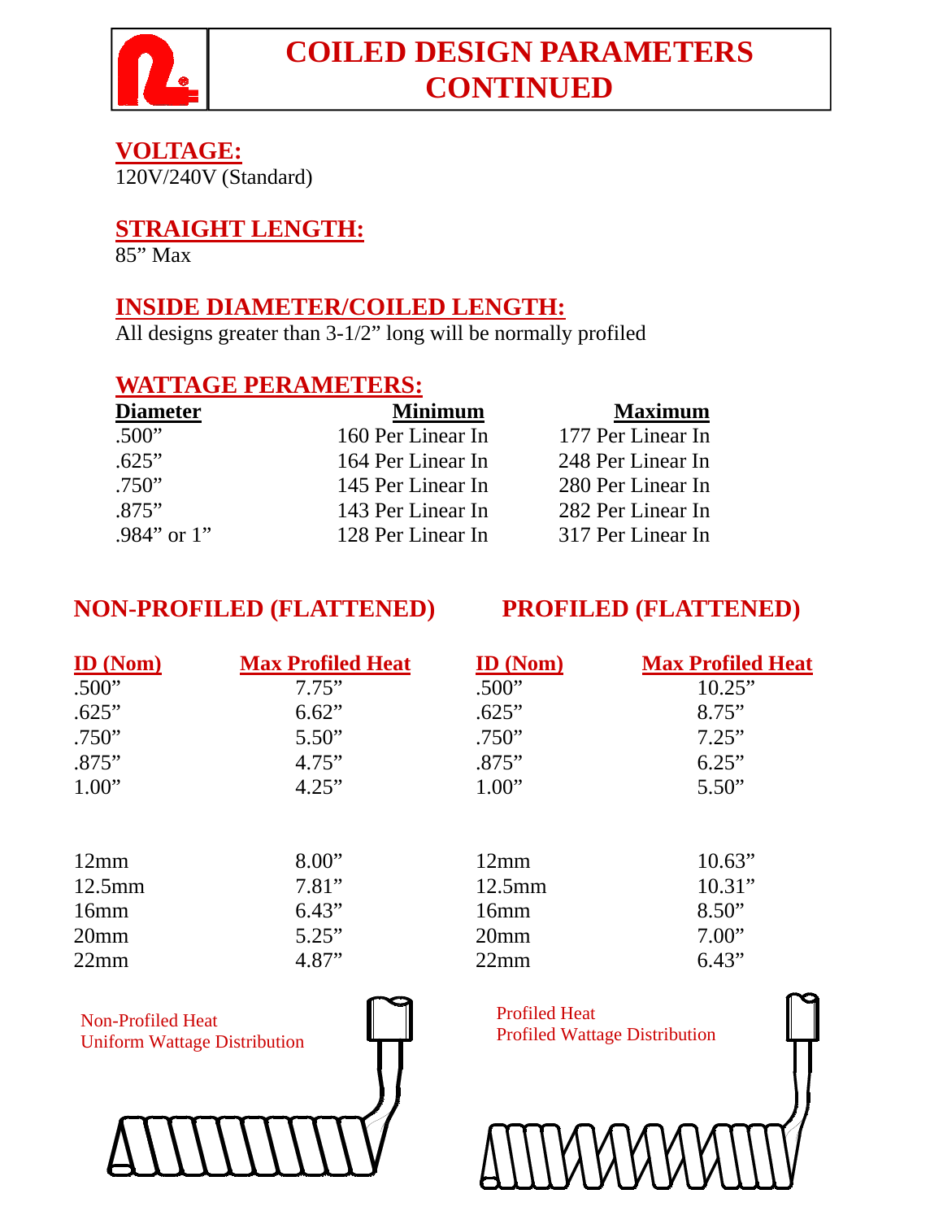# COILED DESIGN PARAMETERS CONTINUED

## VOLTAGE:

120V/240V (Standard)

## STRAIGHT LENGTH:

85” Max

## INSIDE DIAMETER/COILED LENGTH:

All designs greater than 3-1/2” long will be normally profiled

## WATTAGE PERAMETERS:

| Diameter | Minimum | Maximum |
|---|---|---|
| .500” | 160 Per Linear In | 177 Per Linear In |
| .625” | 164 Per Linear In | 248 Per Linear In |
| .750” | 145 Per Linear In | 280 Per Linear In |
| .875” | 143 Per Linear In | 282 Per Linear In |
| .984” or 1” | 128 Per Linear In | 317 Per Linear In |

## NON-PROFILED (FLATTENED)

| ID (Nom) | Max Profiled Heat |
|---|---|
| .500” | 7.75” |
| .625” | 6.62” |
| .750” | 5.50” |
| .875” | 4.75” |
| 1.00” | 4.25” |
| 12mm | 8.00” |
| 12.5mm | 7.81” |
| 16mm | 6.43” |
| 20mm | 5.25” |
| 22mm | 4.87” |

Non-Profiled Heat
Uniform Wattage Distribution

## PROFILED (FLATTENED)

| ID (Nom) | Max Profiled Heat |
|---|---|
| .500” | 10.25” |
| .625” | 8.75” |
| .750” | 7.25” |
| .875” | 6.25” |
| 1.00” | 5.50” |
| 12mm | 10.63” |
| 12.5mm | 10.31” |
| 16mm | 8.50” |
| 20mm | 7.00” |
| 22mm | 6.43” |

Profiled Heat
Profiled Wattage Distribution